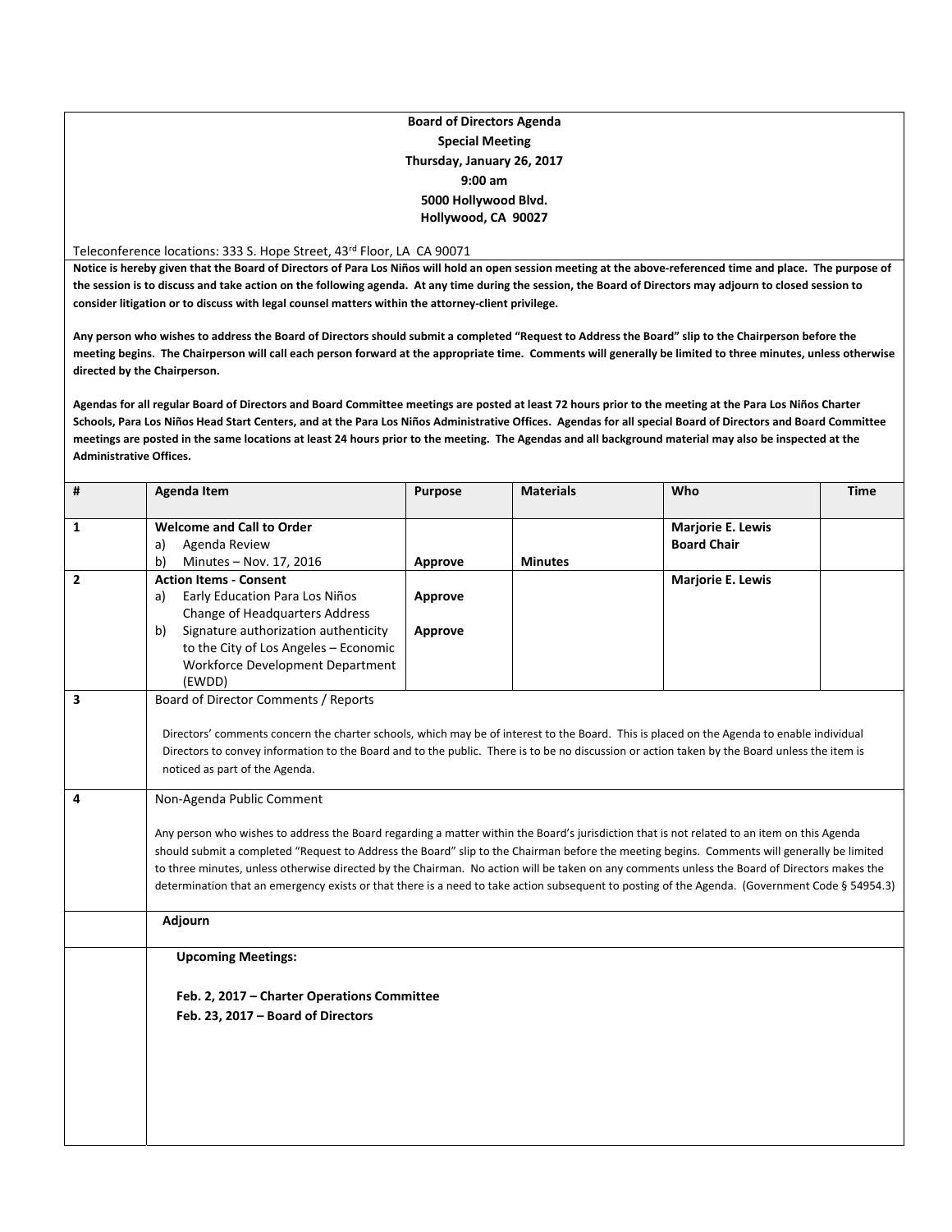**Board of Directors Agenda**
**Special Meeting**
**Thursday, January 26, 2017**
**9:00 am**
**5000 Hollywood Blvd.**
**Hollywood, CA 90027**

Teleconference locations: 333 S. Hope Street, 43rd Floor, LA CA 90071

**Notice is hereby given that the Board of Directors of Para Los Niños will hold an open session meeting at the above-referenced time and place. The purpose of the session is to discuss and take action on the following agenda. At any time during the session, the Board of Directors may adjourn to closed session to consider litigation or to discuss with legal counsel matters within the attorney-client privilege.**

**Any person who wishes to address the Board of Directors should submit a completed "Request to Address the Board" slip to the Chairperson before the meeting begins. The Chairperson will call each person forward at the appropriate time. Comments will generally be limited to three minutes, unless otherwise directed by the Chairperson.**

**Agendas for all regular Board of Directors and Board Committee meetings are posted at least 72 hours prior to the meeting at the Para Los Niños Charter Schools, Para Los Niños Head Start Centers, and at the Para Los Niños Administrative Offices. Agendas for all special Board of Directors and Board Committee meetings are posted in the same locations at least 24 hours prior to the meeting. The Agendas and all background material may also be inspected at the Administrative Offices.**

| # | Agenda Item | Purpose | Materials | Who | Time |
|---|---|---|---|---|---|
| 1 | **Welcome and Call to Order**<br>a) Agenda Review<br>b) Minutes – Nov. 17, 2016 | <br><br>**Approve** | <br><br>**Minutes** | **Marjorie E. Lewis**<br>**Board Chair** | |
| 2 | **Action Items - Consent**<br>a) Early Education Para Los Niños Change of Headquarters Address<br>b) Signature authorization authenticity to the City of Los Angeles – Economic Workforce Development Department (EWDD) | <br>**Approve**<br><br>**Approve** | | **Marjorie E. Lewis** | |
| 3 | Board of Director Comments / Reports<br><br>Directors' comments concern the charter schools, which may be of interest to the Board. This is placed on the Agenda to enable individual Directors to convey information to the Board and to the public. There is to be no discussion or action taken by the Board unless the item is noticed as part of the Agenda. | | | | |
| 4 | Non-Agenda Public Comment<br><br>Any person who wishes to address the Board regarding a matter within the Board's jurisdiction that is not related to an item on this Agenda should submit a completed "Request to Address the Board" slip to the Chairman before the meeting begins. Comments will generally be limited to three minutes, unless otherwise directed by the Chairman. No action will be taken on any comments unless the Board of Directors makes the determination that an emergency exists or that there is a need to take action subsequent to posting of the Agenda. (Government Code § 54954.3) | | | | |
| | **Adjourn** | | | | |
| | **Upcoming Meetings:**<br><br>**Feb. 2, 2017 – Charter Operations Committee**<br>**Feb. 23, 2017 – Board of Directors** | | | | |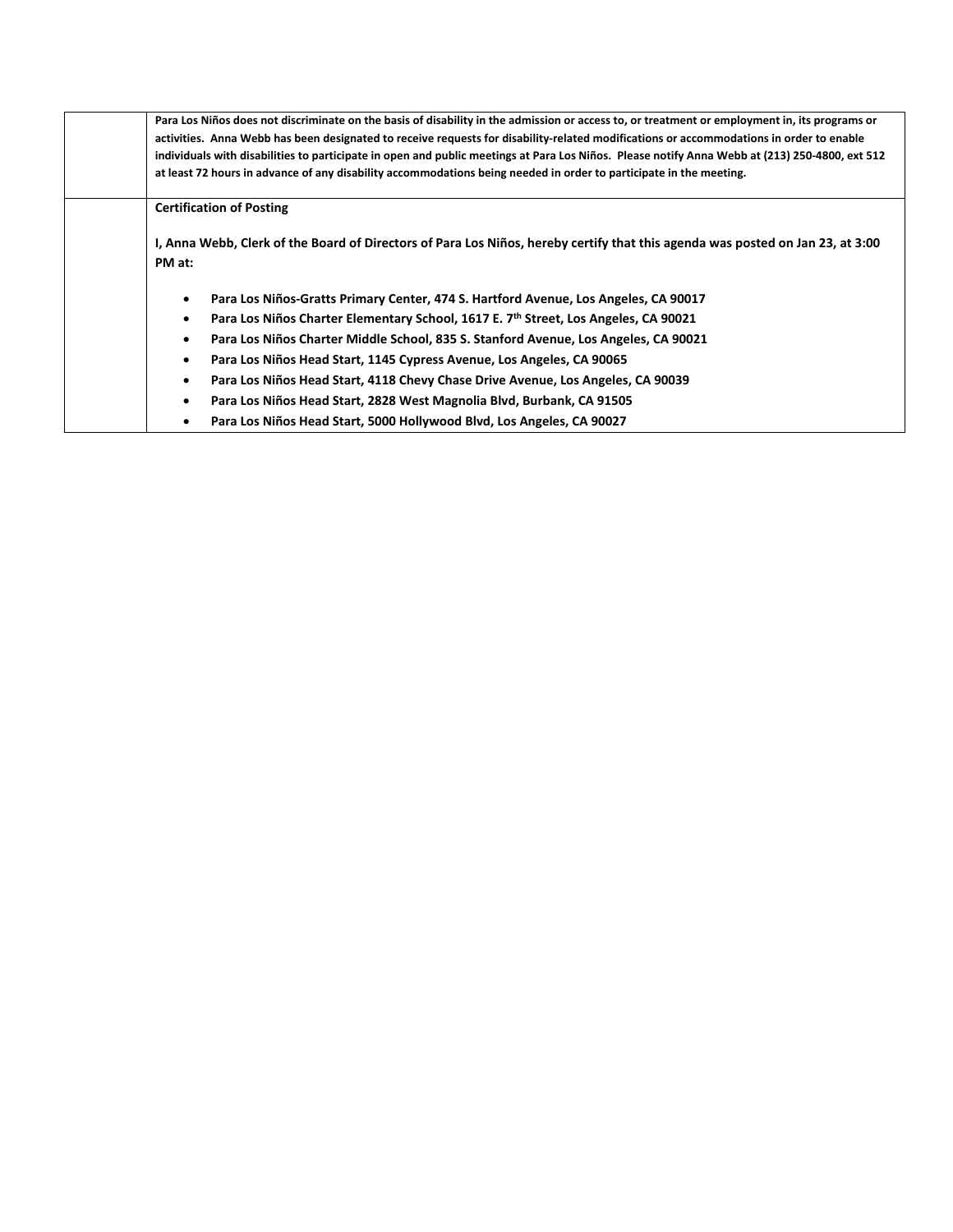| | |
|---|---|
| | **Para Los Niños does not discriminate on the basis of disability in the admission or access to, or treatment or employment in, its programs or activities. Anna Webb has been designated to receive requests for disability-related modifications or accommodations in order to enable individuals with disabilities to participate in open and public meetings at Para Los Niños. Please notify Anna Webb at (213) 250-4800, ext 512 at least 72 hours in advance of any disability accommodations being needed in order to participate in the meeting.** |
| | **Certification of Posting**<br><br>**I, Anna Webb, Clerk of the Board of Directors of Para Los Niños, hereby certify that this agenda was posted on Jan 23, at 3:00 PM at:**<br><br>• **Para Los Niños-Gratts Primary Center, 474 S. Hartford Avenue, Los Angeles, CA 90017**<br>• **Para Los Niños Charter Elementary School, 1617 E. 7th Street, Los Angeles, CA 90021**<br>• **Para Los Niños Charter Middle School, 835 S. Stanford Avenue, Los Angeles, CA 90021**<br>• **Para Los Niños Head Start, 1145 Cypress Avenue, Los Angeles, CA 90065**<br>• **Para Los Niños Head Start, 4118 Chevy Chase Drive Avenue, Los Angeles, CA 90039**<br>• **Para Los Niños Head Start, 2828 West Magnolia Blvd, Burbank, CA 91505**<br>• **Para Los Niños Head Start, 5000 Hollywood Blvd, Los Angeles, CA 90027** |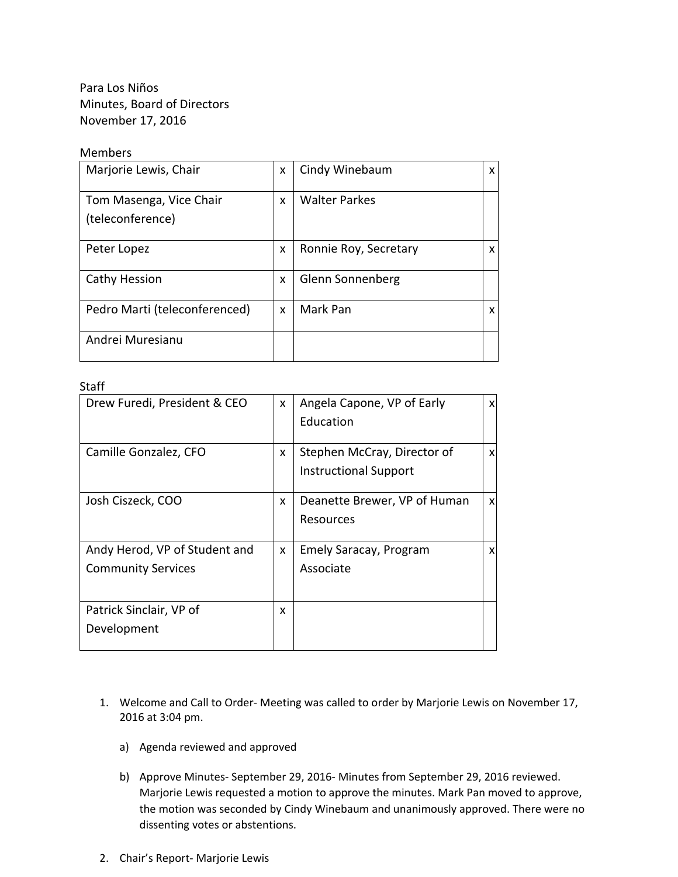Para Los Niños
Minutes, Board of Directors
November 17, 2016

Members

| | | | |
|---|---|---|---|
| Marjorie Lewis, Chair | x | Cindy Winebaum | x |
| Tom Masenga, Vice Chair (teleconference) | x | Walter Parkes | |
| Peter Lopez | x | Ronnie Roy, Secretary | x |
| Cathy Hession | x | Glenn Sonnenberg | |
| Pedro Marti (teleconferenced) | x | Mark Pan | x |
| Andrei Muresianu | | | |

Staff

| | | | |
|---|---|---|---|
| Drew Furedi, President & CEO | x | Angela Capone, VP of Early Education | x |
| Camille Gonzalez, CFO | x | Stephen McCray, Director of Instructional Support | x |
| Josh Ciszeck, COO | x | Deanette Brewer, VP of Human Resources | x |
| Andy Herod, VP of Student and Community Services | x | Emely Saracay, Program Associate | x |
| Patrick Sinclair, VP of Development | x | | |

1. Welcome and Call to Order- Meeting was called to order by Marjorie Lewis on November 17, 2016 at 3:04 pm.

    a) Agenda reviewed and approved

    b) Approve Minutes- September 29, 2016- Minutes from September 29, 2016 reviewed. Marjorie Lewis requested a motion to approve the minutes. Mark Pan moved to approve, the motion was seconded by Cindy Winebaum and unanimously approved. There were no dissenting votes or abstentions.

2. Chair's Report- Marjorie Lewis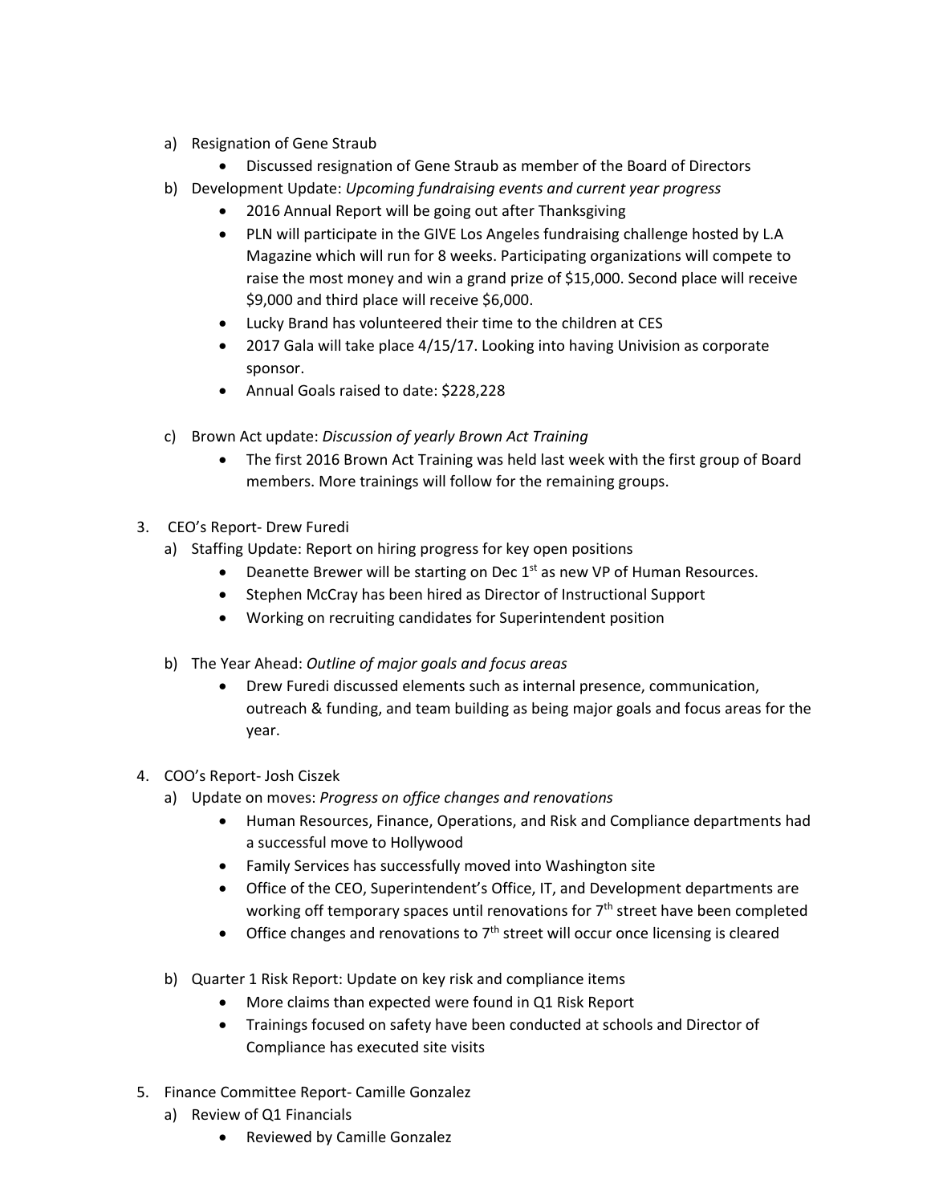a) Resignation of Gene Straub
   - Discussed resignation of Gene Straub as member of the Board of Directors

b) Development Update: *Upcoming fundraising events and current year progress*
   - 2016 Annual Report will be going out after Thanksgiving
   - PLN will participate in the GIVE Los Angeles fundraising challenge hosted by L.A Magazine which will run for 8 weeks. Participating organizations will compete to raise the most money and win a grand prize of $15,000. Second place will receive $9,000 and third place will receive $6,000.
   - Lucky Brand has volunteered their time to the children at CES
   - 2017 Gala will take place 4/15/17. Looking into having Univision as corporate sponsor.
   - Annual Goals raised to date: $228,228

c) Brown Act update: *Discussion of yearly Brown Act Training*
   - The first 2016 Brown Act Training was held last week with the first group of Board members. More trainings will follow for the remaining groups.

3. CEO's Report- Drew Furedi

   a) Staffing Update: Report on hiring progress for key open positions
      - Deanette Brewer will be starting on Dec 1st as new VP of Human Resources.
      - Stephen McCray has been hired as Director of Instructional Support
      - Working on recruiting candidates for Superintendent position

   b) The Year Ahead: *Outline of major goals and focus areas*
      - Drew Furedi discussed elements such as internal presence, communication, outreach & funding, and team building as being major goals and focus areas for the year.

4. COO's Report- Josh Ciszek

   a) Update on moves: *Progress on office changes and renovations*
      - Human Resources, Finance, Operations, and Risk and Compliance departments had a successful move to Hollywood
      - Family Services has successfully moved into Washington site
      - Office of the CEO, Superintendent's Office, IT, and Development departments are working off temporary spaces until renovations for 7th street have been completed
      - Office changes and renovations to 7th street will occur once licensing is cleared

   b) Quarter 1 Risk Report: Update on key risk and compliance items
      - More claims than expected were found in Q1 Risk Report
      - Trainings focused on safety have been conducted at schools and Director of Compliance has executed site visits

5. Finance Committee Report- Camille Gonzalez

   a) Review of Q1 Financials
      - Reviewed by Camille Gonzalez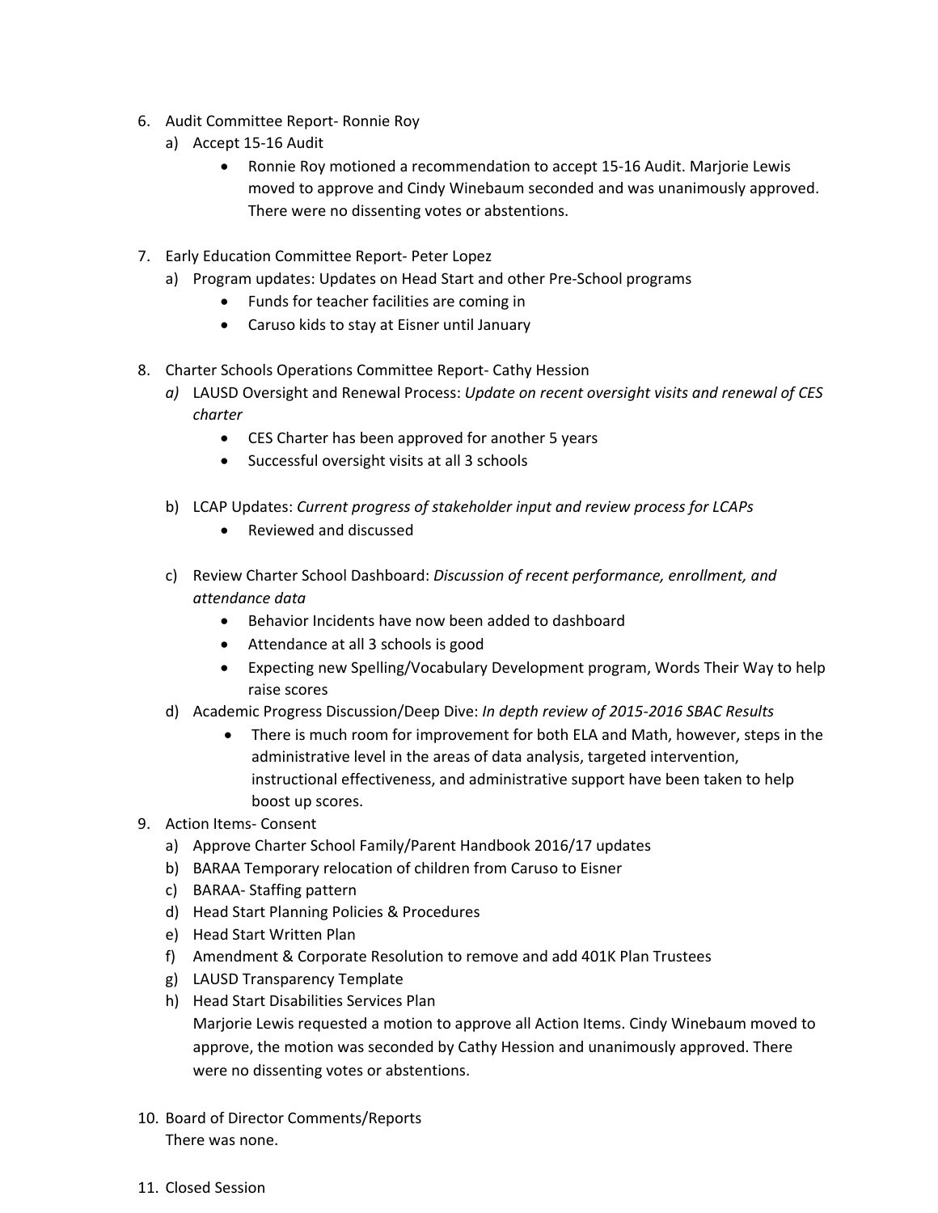6. Audit Committee Report- Ronnie Roy
   a) Accept 15-16 Audit
      - Ronnie Roy motioned a recommendation to accept 15-16 Audit. Marjorie Lewis moved to approve and Cindy Winebaum seconded and was unanimously approved. There were no dissenting votes or abstentions.

7. Early Education Committee Report- Peter Lopez
   a) Program updates: Updates on Head Start and other Pre-School programs
      - Funds for teacher facilities are coming in
      - Caruso kids to stay at Eisner until January

8. Charter Schools Operations Committee Report- Cathy Hession
   a) LAUSD Oversight and Renewal Process: *Update on recent oversight visits and renewal of CES charter*
      - CES Charter has been approved for another 5 years
      - Successful oversight visits at all 3 schools

   b) LCAP Updates: *Current progress of stakeholder input and review process for LCAPs*
      - Reviewed and discussed

   c) Review Charter School Dashboard: *Discussion of recent performance, enrollment, and attendance data*
      - Behavior Incidents have now been added to dashboard
      - Attendance at all 3 schools is good
      - Expecting new Spelling/Vocabulary Development program, Words Their Way to help raise scores

   d) Academic Progress Discussion/Deep Dive: *In depth review of 2015-2016 SBAC Results*
      - There is much room for improvement for both ELA and Math, however, steps in the administrative level in the areas of data analysis, targeted intervention, instructional effectiveness, and administrative support have been taken to help boost up scores.

9. Action Items- Consent
   a) Approve Charter School Family/Parent Handbook 2016/17 updates
   b) BARAA Temporary relocation of children from Caruso to Eisner
   c) BARAA- Staffing pattern
   d) Head Start Planning Policies & Procedures
   e) Head Start Written Plan
   f) Amendment & Corporate Resolution to remove and add 401K Plan Trustees
   g) LAUSD Transparency Template
   h) Head Start Disabilities Services Plan

   Marjorie Lewis requested a motion to approve all Action Items. Cindy Winebaum moved to approve, the motion was seconded by Cathy Hession and unanimously approved. There were no dissenting votes or abstentions.

10. Board of Director Comments/Reports

    There was none.

11. Closed Session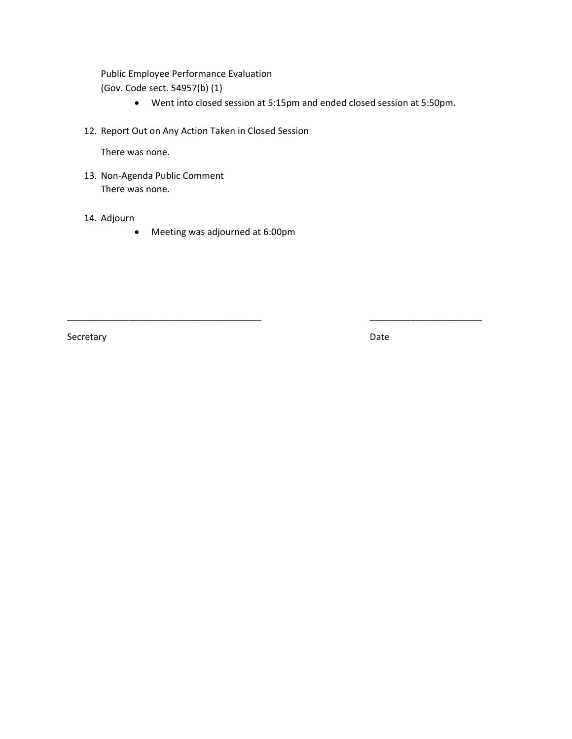Public Employee Performance Evaluation
(Gov. Code sect. 54957(b) (1)

- Went into closed session at 5:15pm and ended closed session at 5:50pm.

12. Report Out on Any Action Taken in Closed Session

    There was none.

13. Non-Agenda Public Comment
    There was none.

14. Adjourn
    - Meeting was adjourned at 6:00pm

_______________________________________ ______________________

Secretary Date